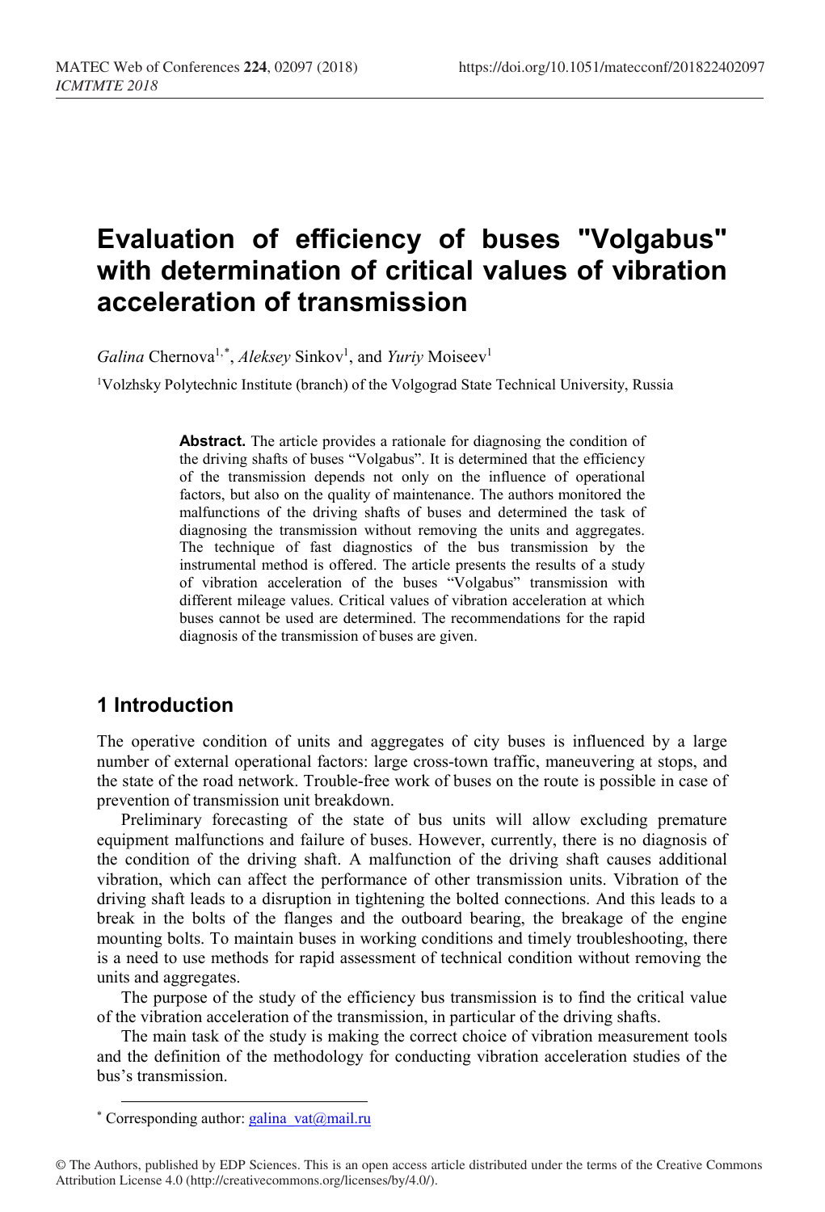# Evaluation of efficiency of buses "Volgabus" with determination of critical values of vibration acceleration of transmission

*Galina* Chernova[1,*], *Aleksey* Sinkov[1], and *Yuriy* Moiseev[1]

[1]Volzhsky Polytechnic Institute (branch) of the Volgograd State Technical University, Russia

**Abstract.** The article provides a rationale for diagnosing the condition of the driving shafts of buses "Volgabus". It is determined that the efficiency of the transmission depends not only on the influence of operational factors, but also on the quality of maintenance. The authors monitored the malfunctions of the driving shafts of buses and determined the task of diagnosing the transmission without removing the units and aggregates. The technique of fast diagnostics of the bus transmission by the instrumental method is offered. The article presents the results of a study of vibration acceleration of the buses "Volgabus" transmission with different mileage values. Critical values of vibration acceleration at which buses cannot be used are determined. The recommendations for the rapid diagnosis of the transmission of buses are given.

## 1 Introduction

The operative condition of units and aggregates of city buses is influenced by a large number of external operational factors: large cross-town traffic, maneuvering at stops, and the state of the road network. Trouble-free work of buses on the route is possible in case of prevention of transmission unit breakdown.

Preliminary forecasting of the state of bus units will allow excluding premature equipment malfunctions and failure of buses. However, currently, there is no diagnosis of the condition of the driving shaft. A malfunction of the driving shaft causes additional vibration, which can affect the performance of other transmission units. Vibration of the driving shaft leads to a disruption in tightening the bolted connections. And this leads to a break in the bolts of the flanges and the outboard bearing, the breakage of the engine mounting bolts. To maintain buses in working conditions and timely troubleshooting, there is a need to use methods for rapid assessment of technical condition without removing the units and aggregates.

The purpose of the study of the efficiency bus transmission is to find the critical value of the vibration acceleration of the transmission, in particular of the driving shafts.

The main task of the study is making the correct choice of vibration measurement tools and the definition of the methodology for conducting vibration acceleration studies of the bus's transmission.

* Corresponding author: galina_vat@mail.ru

© The Authors, published by EDP Sciences. This is an open access article distributed under the terms of the Creative Commons Attribution License 4.0 (http://creativecommons.org/licenses/by/4.0/).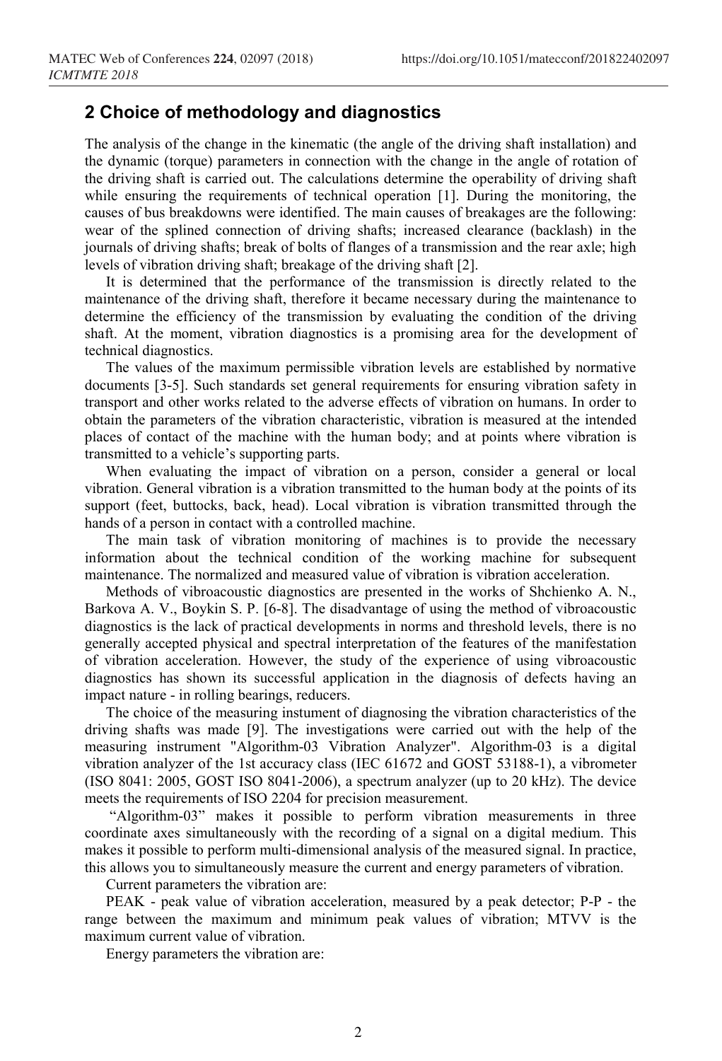## 2 Choice of methodology and diagnostics

The analysis of the change in the kinematic (the angle of the driving shaft installation) and the dynamic (torque) parameters in connection with the change in the angle of rotation of the driving shaft is carried out. The calculations determine the operability of driving shaft while ensuring the requirements of technical operation [1]. During the monitoring, the causes of bus breakdowns were identified. The main causes of breakages are the following: wear of the splined connection of driving shafts; increased clearance (backlash) in the journals of driving shafts; break of bolts of flanges of a transmission and the rear axle; high levels of vibration driving shaft; breakage of the driving shaft [2].

It is determined that the performance of the transmission is directly related to the maintenance of the driving shaft, therefore it became necessary during the maintenance to determine the efficiency of the transmission by evaluating the condition of the driving shaft. At the moment, vibration diagnostics is a promising area for the development of technical diagnostics.

The values of the maximum permissible vibration levels are established by normative documents [3-5]. Such standards set general requirements for ensuring vibration safety in transport and other works related to the adverse effects of vibration on humans. In order to obtain the parameters of the vibration characteristic, vibration is measured at the intended places of contact of the machine with the human body; and at points where vibration is transmitted to a vehicle's supporting parts.

When evaluating the impact of vibration on a person, consider a general or local vibration. General vibration is a vibration transmitted to the human body at the points of its support (feet, buttocks, back, head). Local vibration is vibration transmitted through the hands of a person in contact with a controlled machine.

The main task of vibration monitoring of machines is to provide the necessary information about the technical condition of the working machine for subsequent maintenance. The normalized and measured value of vibration is vibration acceleration.

Methods of vibroacoustic diagnostics are presented in the works of Shchienko A. N., Barkova A. V., Boykin S. P. [6-8]. The disadvantage of using the method of vibroacoustic diagnostics is the lack of practical developments in norms and threshold levels, there is no generally accepted physical and spectral interpretation of the features of the manifestation of vibration acceleration. However, the study of the experience of using vibroacoustic diagnostics has shown its successful application in the diagnosis of defects having an impact nature - in rolling bearings, reducers.

The choice of the measuring instument of diagnosing the vibration characteristics of the driving shafts was made [9]. The investigations were carried out with the help of the measuring instrument "Algorithm-03 Vibration Analyzer". Algorithm-03 is a digital vibration analyzer of the 1st accuracy class (IEC 61672 and GOST 53188-1), a vibrometer (ISO 8041: 2005, GOST ISO 8041-2006), a spectrum analyzer (up to 20 kHz). The device meets the requirements of ISO 2204 for precision measurement.

"Algorithm-03" makes it possible to perform vibration measurements in three coordinate axes simultaneously with the recording of a signal on a digital medium. This makes it possible to perform multi-dimensional analysis of the measured signal. In practice, this allows you to simultaneously measure the current and energy parameters of vibration.

Current parameters the vibration are:

PEAK - peak value of vibration acceleration, measured by a peak detector; P-P - the range between the maximum and minimum peak values of vibration; MTVV is the maximum current value of vibration.

Energy parameters the vibration are: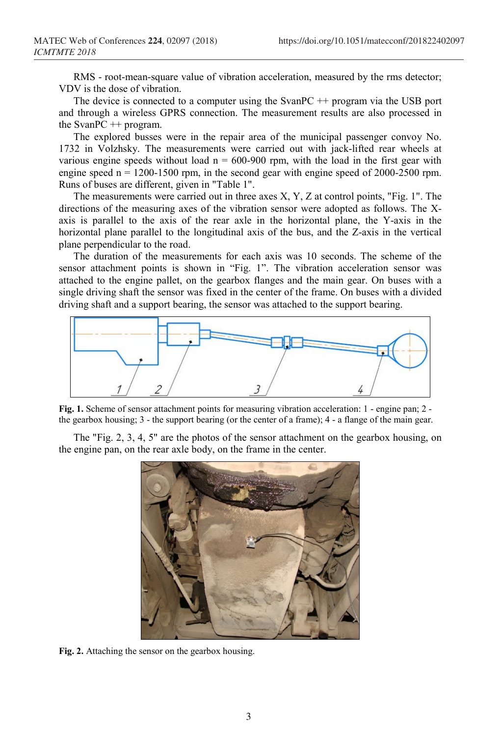RMS - root-mean-square value of vibration acceleration, measured by the rms detector; VDV is the dose of vibration.

The device is connected to a computer using the SvanPC ++ program via the USB port and through a wireless GPRS connection. The measurement results are also processed in the SvanPC ++ program.

The explored busses were in the repair area of the municipal passenger convoy No. 1732 in Volzhsky. The measurements were carried out with jack-lifted rear wheels at various engine speeds without load n = 600-900 rpm, with the load in the first gear with engine speed n = 1200-1500 rpm, in the second gear with engine speed of 2000-2500 rpm. Runs of buses are different, given in "Table 1".

The measurements were carried out in three axes X, Y, Z at control points, "Fig. 1". The directions of the measuring axes of the vibration sensor were adopted as follows. The X-axis is parallel to the axis of the rear axle in the horizontal plane, the Y-axis in the horizontal plane parallel to the longitudinal axis of the bus, and the Z-axis in the vertical plane perpendicular to the road.

The duration of the measurements for each axis was 10 seconds. The scheme of the sensor attachment points is shown in "Fig. 1". The vibration acceleration sensor was attached to the engine pallet, on the gearbox flanges and the main gear. On buses with a single driving shaft the sensor was fixed in the center of the frame. On buses with a divided driving shaft and a support bearing, the sensor was attached to the support bearing.

**Fig. 1.** Scheme of sensor attachment points for measuring vibration acceleration: 1 - engine pan; 2 - the gearbox housing; 3 - the support bearing (or the center of a frame); 4 - a flange of the main gear.

The "Fig. 2, 3, 4, 5" are the photos of the sensor attachment on the gearbox housing, on the engine pan, on the rear axle body, on the frame in the center.

**Fig. 2.** Attaching the sensor on the gearbox housing.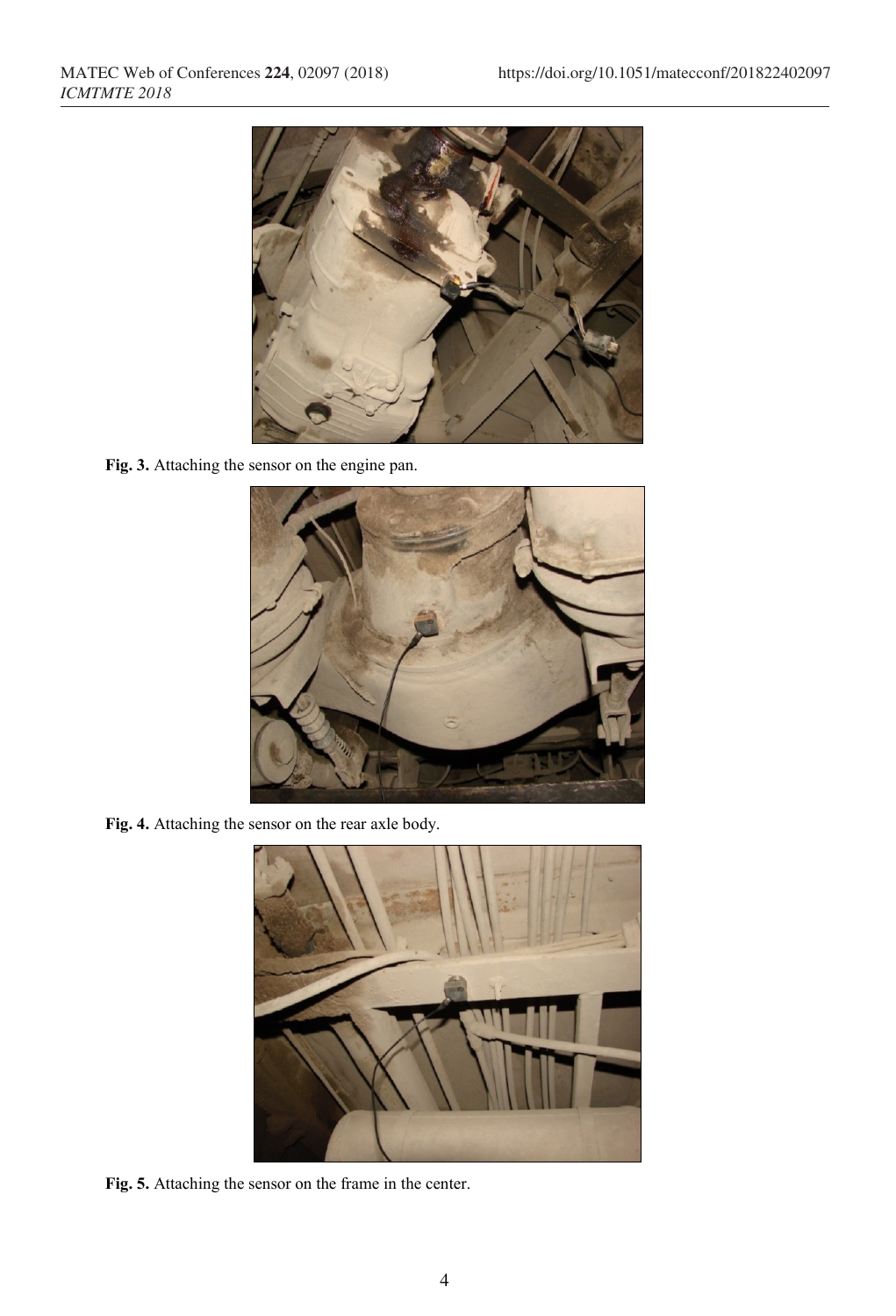**Fig. 3.** Attaching the sensor on the engine pan.

**Fig. 4.** Attaching the sensor on the rear axle body.

**Fig. 5.** Attaching the sensor on the frame in the center.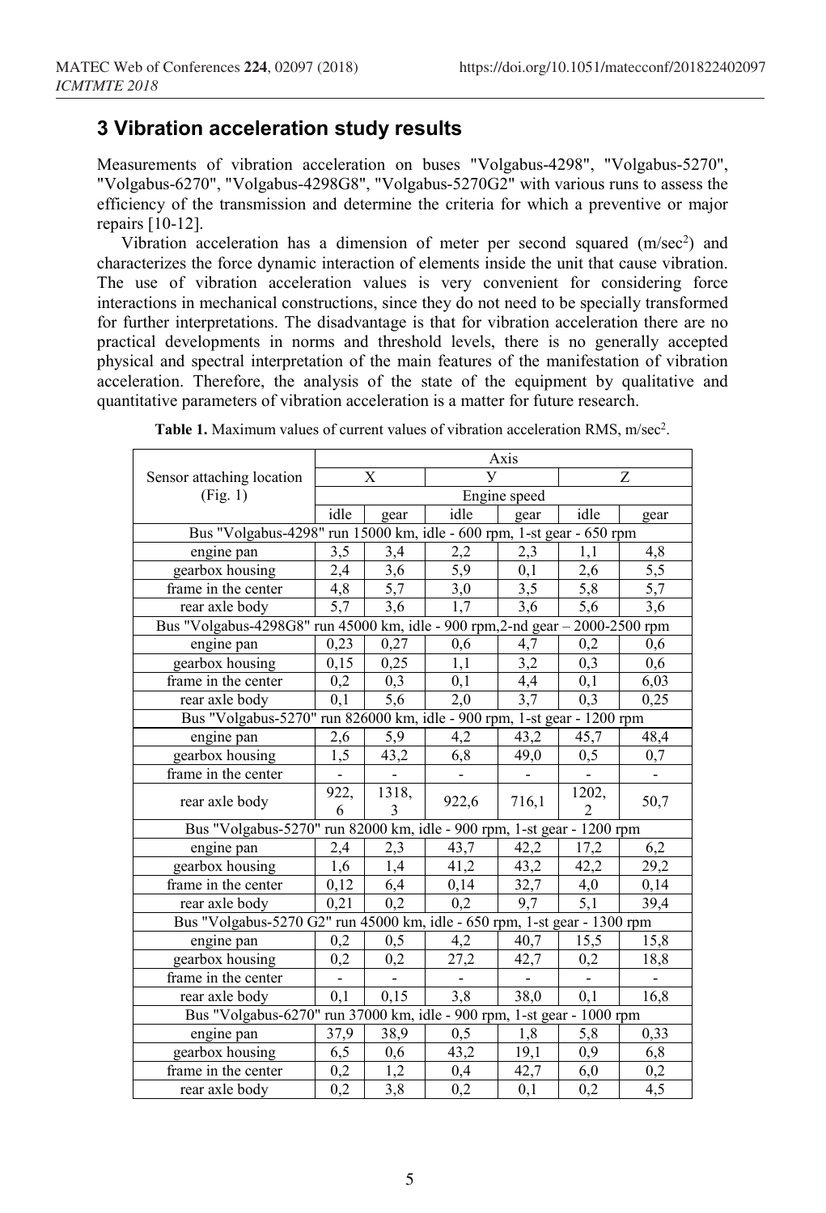## 3 Vibration acceleration study results

Measurements of vibration acceleration on buses "Volgabus-4298", "Volgabus-5270", "Volgabus-6270", "Volgabus-4298G8", "Volgabus-5270G2" with various runs to assess the efficiency of the transmission and determine the criteria for which a preventive or major repairs [10-12].

Vibration acceleration has a dimension of meter per second squared (m/sec$^2$) and characterizes the force dynamic interaction of elements inside the unit that cause vibration. The use of vibration acceleration values is very convenient for considering force interactions in mechanical constructions, since they do not need to be specially transformed for further interpretations. The disadvantage is that for vibration acceleration there are no practical developments in norms and threshold levels, there is no generally accepted physical and spectral interpretation of the main features of the manifestation of vibration acceleration. Therefore, the analysis of the state of the equipment by qualitative and quantitative parameters of vibration acceleration is a matter for future research.

**Table 1.** Maximum values of current values of vibration acceleration RMS, m/sec$^2$.

| Sensor attaching location (Fig. 1) | Axis | | | | | |
|---|---|---|---|---|---|---|
| | X | | Y | | Z | |
| | Engine speed | | | | | |
| | idle | gear | idle | gear | idle | gear |
| Bus "Volgabus-4298" run 15000 km, idle - 600 rpm, 1-st gear - 650 rpm | | | | | | |
| engine pan | 3,5 | 3,4 | 2,2 | 2,3 | 1,1 | 4,8 |
| gearbox housing | 2,4 | 3,6 | 5,9 | 0,1 | 2,6 | 5,5 |
| frame in the center | 4,8 | 5,7 | 3,0 | 3,5 | 5,8 | 5,7 |
| rear axle body | 5,7 | 3,6 | 1,7 | 3,6 | 5,6 | 3,6 |
| Bus "Volgabus-4298G8" run 45000 km, idle - 900 rpm,2-nd gear – 2000-2500 rpm | | | | | | |
| engine pan | 0,23 | 0,27 | 0,6 | 4,7 | 0,2 | 0,6 |
| gearbox housing | 0,15 | 0,25 | 1,1 | 3,2 | 0,3 | 0,6 |
| frame in the center | 0,2 | 0,3 | 0,1 | 4,4 | 0,1 | 6,03 |
| rear axle body | 0,1 | 5,6 | 2,0 | 3,7 | 0,3 | 0,25 |
| Bus "Volgabus-5270" run 826000 km, idle - 900 rpm, 1-st gear - 1200 rpm | | | | | | |
| engine pan | 2,6 | 5,9 | 4,2 | 43,2 | 45,7 | 48,4 |
| gearbox housing | 1,5 | 43,2 | 6,8 | 49,0 | 0,5 | 0,7 |
| frame in the center | - | - | - | - | - | - |
| rear axle body | 922,6 | 1318,3 | 922,6 | 716,1 | 1202,2 | 50,7 |
| Bus "Volgabus-5270" run 82000 km, idle - 900 rpm, 1-st gear - 1200 rpm | | | | | | |
| engine pan | 2,4 | 2,3 | 43,7 | 42,2 | 17,2 | 6,2 |
| gearbox housing | 1,6 | 1,4 | 41,2 | 43,2 | 42,2 | 29,2 |
| frame in the center | 0,12 | 6,4 | 0,14 | 32,7 | 4,0 | 0,14 |
| rear axle body | 0,21 | 0,2 | 0,2 | 9,7 | 5,1 | 39,4 |
| Bus "Volgabus-5270 G2" run 45000 km, idle - 650 rpm, 1-st gear - 1300 rpm | | | | | | |
| engine pan | 0,2 | 0,5 | 4,2 | 40,7 | 15,5 | 15,8 |
| gearbox housing | 0,2 | 0,2 | 27,2 | 42,7 | 0,2 | 18,8 |
| frame in the center | - | - | - | - | - | - |
| rear axle body | 0,1 | 0,15 | 3,8 | 38,0 | 0,1 | 16,8 |
| Bus "Volgabus-6270" run 37000 km, idle - 900 rpm, 1-st gear - 1000 rpm | | | | | | |
| engine pan | 37,9 | 38,9 | 0,5 | 1,8 | 5,8 | 0,33 |
| gearbox housing | 6,5 | 0,6 | 43,2 | 19,1 | 0,9 | 6,8 |
| frame in the center | 0,2 | 1,2 | 0,4 | 42,7 | 6,0 | 0,2 |
| rear axle body | 0,2 | 3,8 | 0,2 | 0,1 | 0,2 | 4,5 |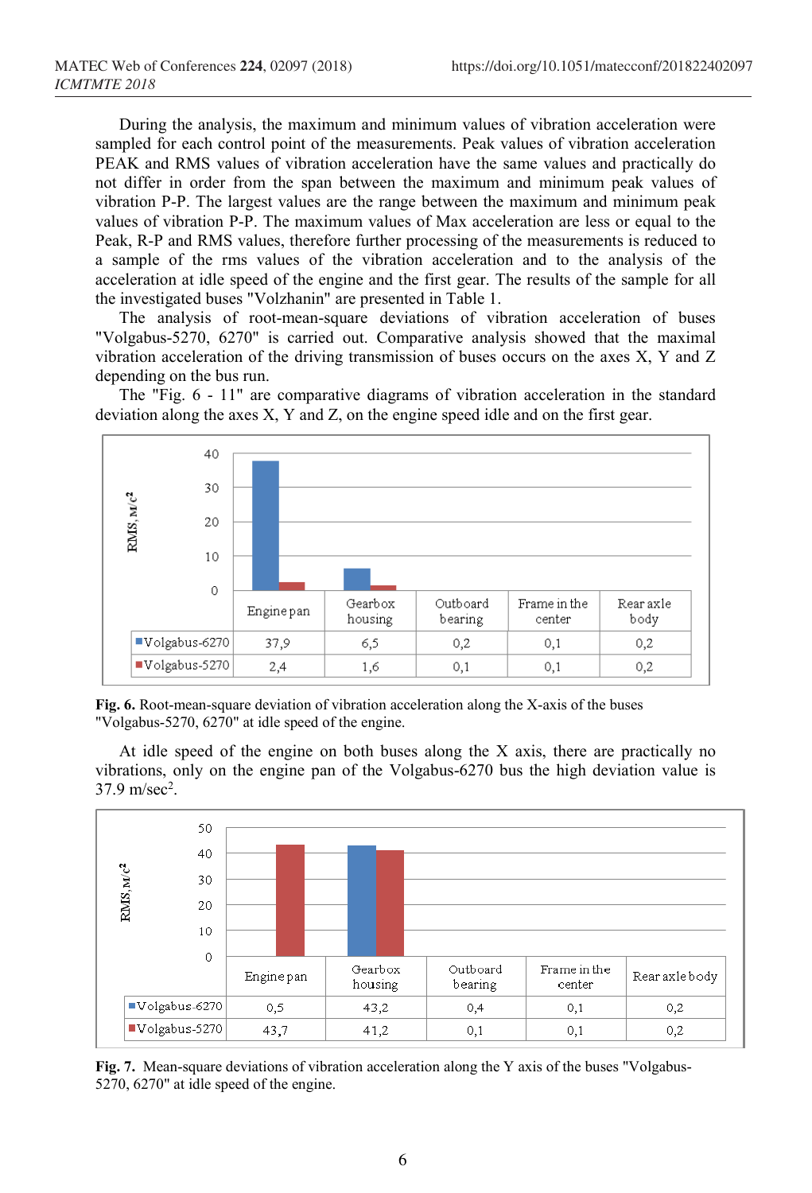During the analysis, the maximum and minimum values of vibration acceleration were sampled for each control point of the measurements. Peak values of vibration acceleration PEAK and RMS values of vibration acceleration have the same values and practically do not differ in order from the span between the maximum and minimum peak values of vibration P-P. The largest values are the range between the maximum and minimum peak values of vibration P-P. The maximum values of Max acceleration are less or equal to the Peak, R-P and RMS values, therefore further processing of the measurements is reduced to a sample of the rms values of the vibration acceleration and to the analysis of the acceleration at idle speed of the engine and the first gear. The results of the sample for all the investigated buses "Volzhanin" are presented in Table 1.

The analysis of root-mean-square deviations of vibration acceleration of buses "Volgabus-5270, 6270" is carried out. Comparative analysis showed that the maximal vibration acceleration of the driving transmission of buses occurs on the axes X, Y and Z depending on the bus run.

The "Fig. 6 - 11" are comparative diagrams of vibration acceleration in the standard deviation along the axes X, Y and Z, on the engine speed idle and on the first gear.

| | Engine pan | Gearbox housing | Outboard bearing | Frame in the center | Rear axle body |
|---|---|---|---|---|---|
| Volgabus-6270 | 37,9 | 6,5 | 0,2 | 0,1 | 0,2 |
| Volgabus-5270 | 2,4 | 1,6 | 0,1 | 0,1 | 0,2 |

**Fig. 6.** Root-mean-square deviation of vibration acceleration along the X-axis of the buses "Volgabus-5270, 6270" at idle speed of the engine.

At idle speed of the engine on both buses along the X axis, there are practically no vibrations, only on the engine pan of the Volgabus-6270 bus the high deviation value is 37.9 m/sec$^2$.

| | Engine pan | Gearbox housing | Outboard bearing | Frame in the center | Rear axle body |
|---|---|---|---|---|---|
| Volgabus-6270 | 0,5 | 43,2 | 0,4 | 0,1 | 0,2 |
| Volgabus-5270 | 43,7 | 41,2 | 0,1 | 0,1 | 0,2 |

**Fig. 7.** Mean-square deviations of vibration acceleration along the Y axis of the buses "Volgabus-5270, 6270" at idle speed of the engine.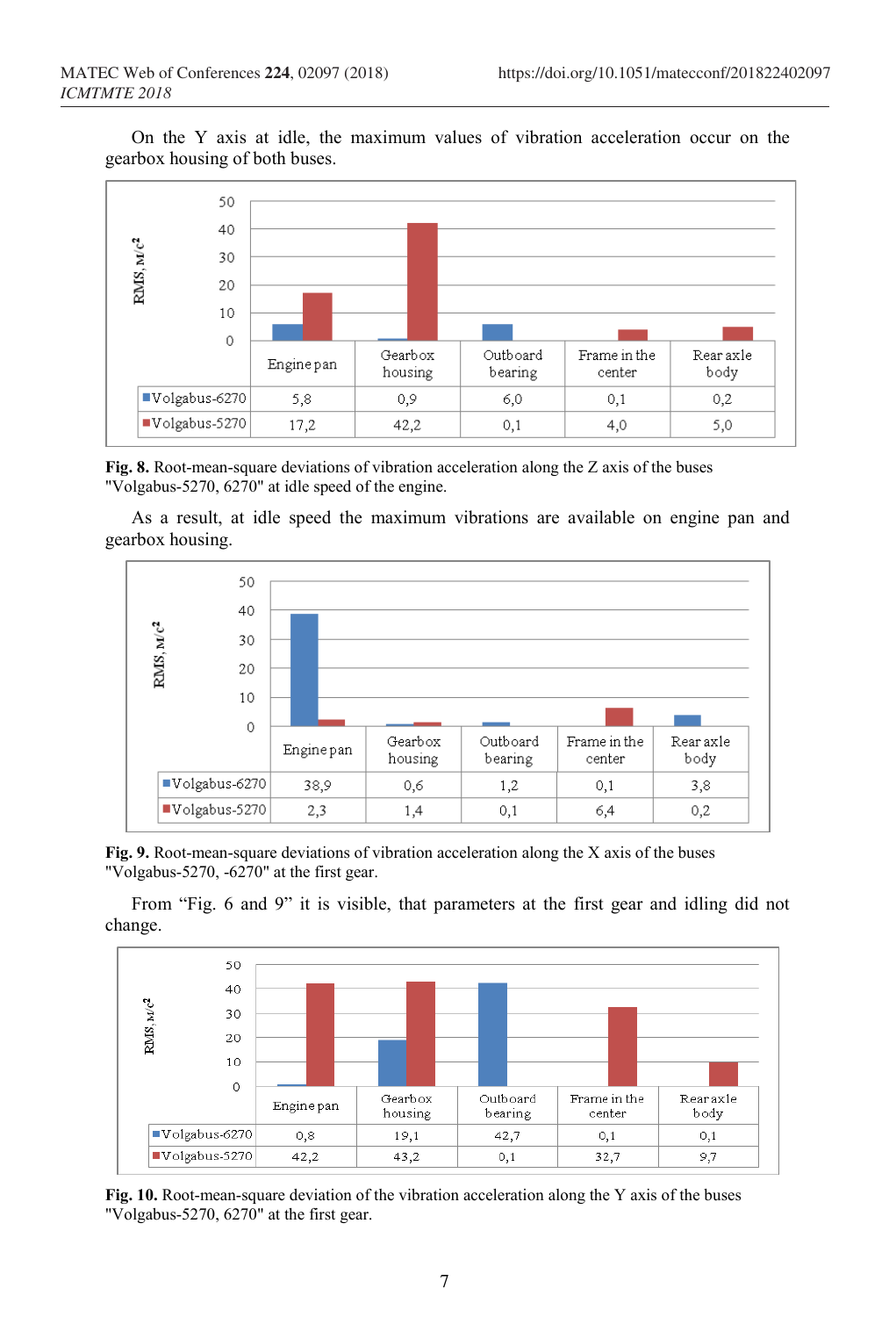On the Y axis at idle, the maximum values of vibration acceleration occur on the gearbox housing of both buses.

| | Engine pan | Gearbox housing | Outboard bearing | Frame in the center | Rear axle body |
|---|---|---|---|---|---|
| Volgabus-6270 | 5,8 | 0,9 | 6,0 | 0,1 | 0,2 |
| Volgabus-5270 | 17,2 | 42,2 | 0,1 | 4,0 | 5,0 |

**Fig. 8.** Root-mean-square deviations of vibration acceleration along the Z axis of the buses "Volgabus-5270, 6270" at idle speed of the engine.

As a result, at idle speed the maximum vibrations are available on engine pan and gearbox housing.

| | Engine pan | Gearbox housing | Outboard bearing | Frame in the center | Rear axle body |
|---|---|---|---|---|---|
| Volgabus-6270 | 38,9 | 0,6 | 1,2 | 0,1 | 3,8 |
| Volgabus-5270 | 2,3 | 1,4 | 0,1 | 6,4 | 0,2 |

**Fig. 9.** Root-mean-square deviations of vibration acceleration along the X axis of the buses "Volgabus-5270, -6270" at the first gear.

From "Fig. 6 and 9" it is visible, that parameters at the first gear and idling did not change.

| | Engine pan | Gearbox housing | Outboard bearing | Frame in the center | Rear axle body |
|---|---|---|---|---|---|
| Volgabus-6270 | 0,8 | 19,1 | 42,7 | 0,1 | 0,1 |
| Volgabus-5270 | 42,2 | 43,2 | 0,1 | 32,7 | 9,7 |

**Fig. 10.** Root-mean-square deviation of the vibration acceleration along the Y axis of the buses "Volgabus-5270, 6270" at the first gear.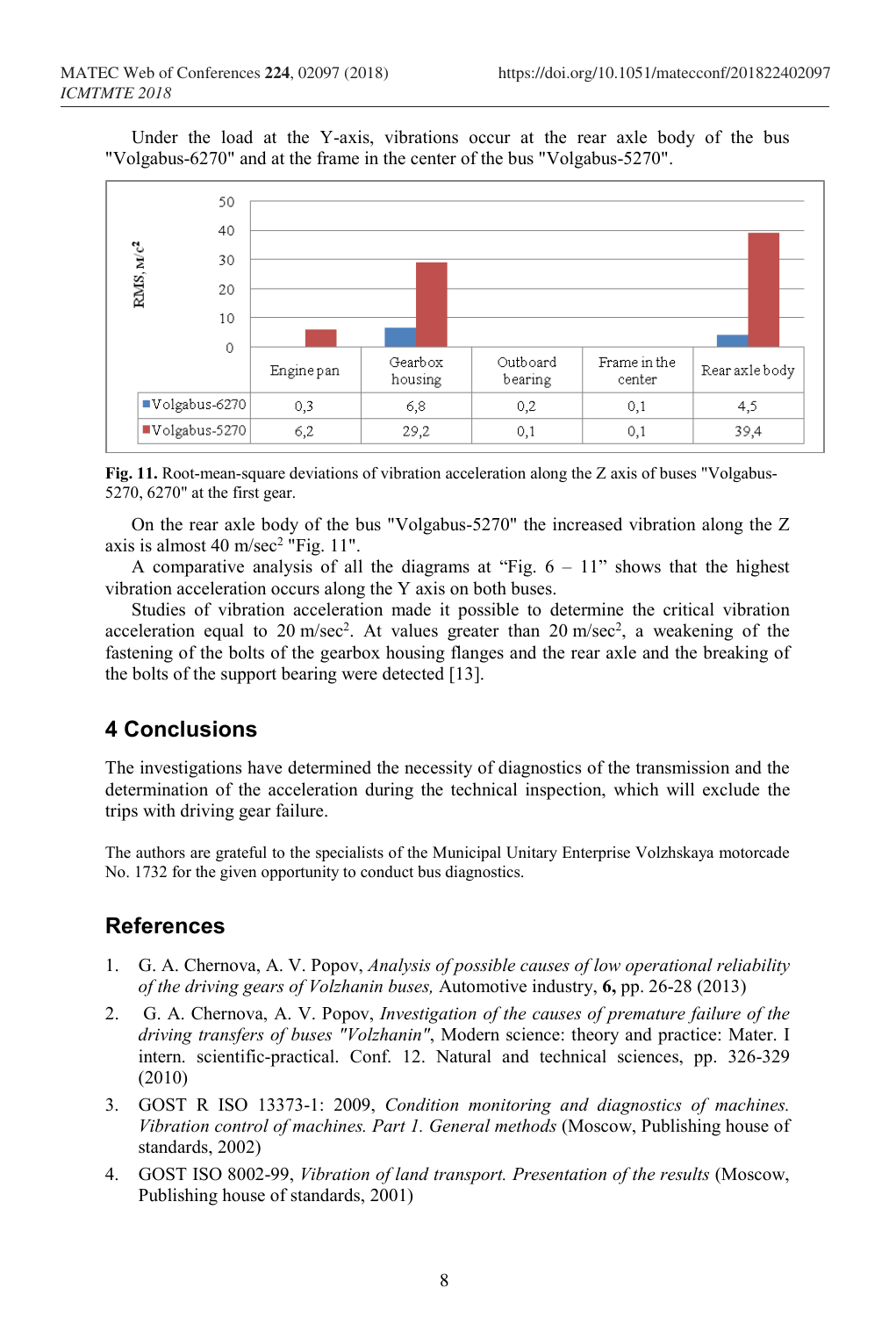Under the load at the Y-axis, vibrations occur at the rear axle body of the bus "Volgabus-6270" and at the frame in the center of the bus "Volgabus-5270".

| | Engine pan | Gearbox housing | Outboard bearing | Frame in the center | Rear axle body |
|---|---|---|---|---|---|
| Volgabus-6270 | 0,3 | 6,8 | 0,2 | 0,1 | 4,5 |
| Volgabus-5270 | 6,2 | 29,2 | 0,1 | 0,1 | 39,4 |

**Fig. 11.** Root-mean-square deviations of vibration acceleration along the Z axis of buses "Volgabus-5270, 6270" at the first gear.

On the rear axle body of the bus "Volgabus-5270" the increased vibration along the Z axis is almost 40 m/sec$^2$ "Fig. 11".

A comparative analysis of all the diagrams at "Fig. 6 – 11" shows that the highest vibration acceleration occurs along the Y axis on both buses.

Studies of vibration acceleration made it possible to determine the critical vibration acceleration equal to 20 m/sec$^2$. At values greater than 20 m/sec$^2$, a weakening of the fastening of the bolts of the gearbox housing flanges and the rear axle and the breaking of the bolts of the support bearing were detected [13].

## 4 Conclusions

The investigations have determined the necessity of diagnostics of the transmission and the determination of the acceleration during the technical inspection, which will exclude the trips with driving gear failure.

The authors are grateful to the specialists of the Municipal Unitary Enterprise Volzhskaya motorcade No. 1732 for the given opportunity to conduct bus diagnostics.

## References

1. G. A. Chernova, A. V. Popov, *Analysis of possible causes of low operational reliability of the driving gears of Volzhanin buses,* Automotive industry, **6,** pp. 26-28 (2013)
2. G. A. Chernova, A. V. Popov, *Investigation of the causes of premature failure of the driving transfers of buses "Volzhanin"*, Modern science: theory and practice: Mater. I intern. scientific-practical. Conf. 12. Natural and technical sciences, pp. 326-329 (2010)
3. GOST R ISO 13373-1: 2009, *Condition monitoring and diagnostics of machines. Vibration control of machines. Part 1. General methods* (Moscow, Publishing house of standards, 2002)
4. GOST ISO 8002-99, *Vibration of land transport. Presentation of the results* (Moscow, Publishing house of standards, 2001)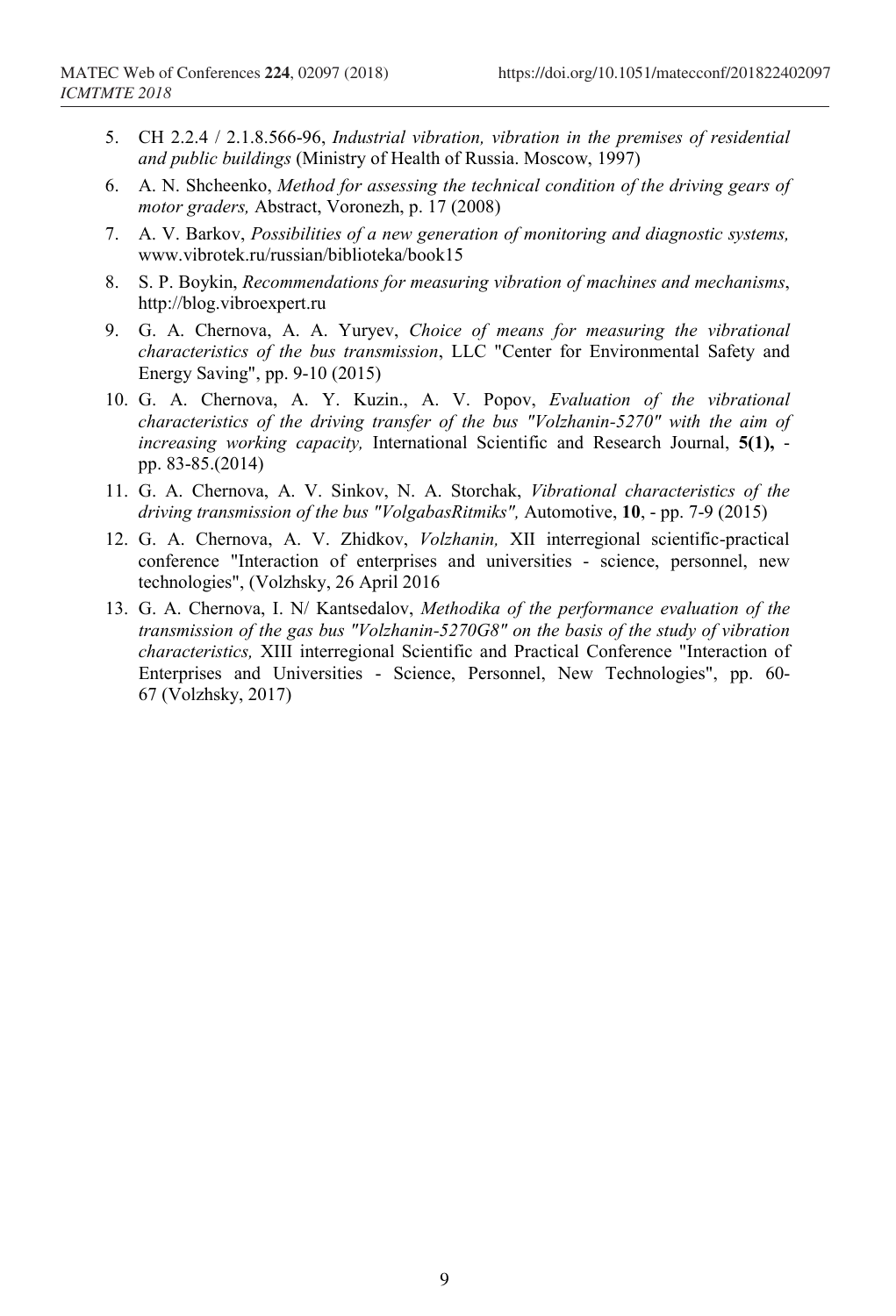5. CH 2.2.4 / 2.1.8.566-96, *Industrial vibration, vibration in the premises of residential and public buildings* (Ministry of Health of Russia. Moscow, 1997)
6. A. N. Shcheenko, *Method for assessing the technical condition of the driving gears of motor graders,* Abstract, Voronezh, p. 17 (2008)
7. A. V. Barkov, *Possibilities of a new generation of monitoring and diagnostic systems,* www.vibrotek.ru/russian/biblioteka/book15
8. S. P. Boykin, *Recommendations for measuring vibration of machines and mechanisms*, http://blog.vibroexpert.ru
9. G. A. Chernova, A. A. Yuryev, *Choice of means for measuring the vibrational characteristics of the bus transmission*, LLC "Center for Environmental Safety and Energy Saving", pp. 9-10 (2015)
10. G. A. Chernova, A. Y. Kuzin., A. V. Popov, *Evaluation of the vibrational characteristics of the driving transfer of the bus "Volzhanin-5270" with the aim of increasing working capacity,* International Scientific and Research Journal, **5(1),** - pp. 83-85.(2014)
11. G. A. Chernova, A. V. Sinkov, N. A. Storchak, *Vibrational characteristics of the driving transmission of the bus "VolgabasRitmiks",* Automotive, **10**, - pp. 7-9 (2015)
12. G. A. Chernova, A. V. Zhidkov, *Volzhanin,* XII interregional scientific-practical conference "Interaction of enterprises and universities - science, personnel, new technologies", (Volzhsky, 26 April 2016
13. G. A. Chernova, I. N/ Kantsedalov, *Methodika of the performance evaluation of the transmission of the gas bus "Volzhanin-5270G8" on the basis of the study of vibration characteristics,* XIII interregional Scientific and Practical Conference "Interaction of Enterprises and Universities - Science, Personnel, New Technologies", pp. 60-67 (Volzhsky, 2017)